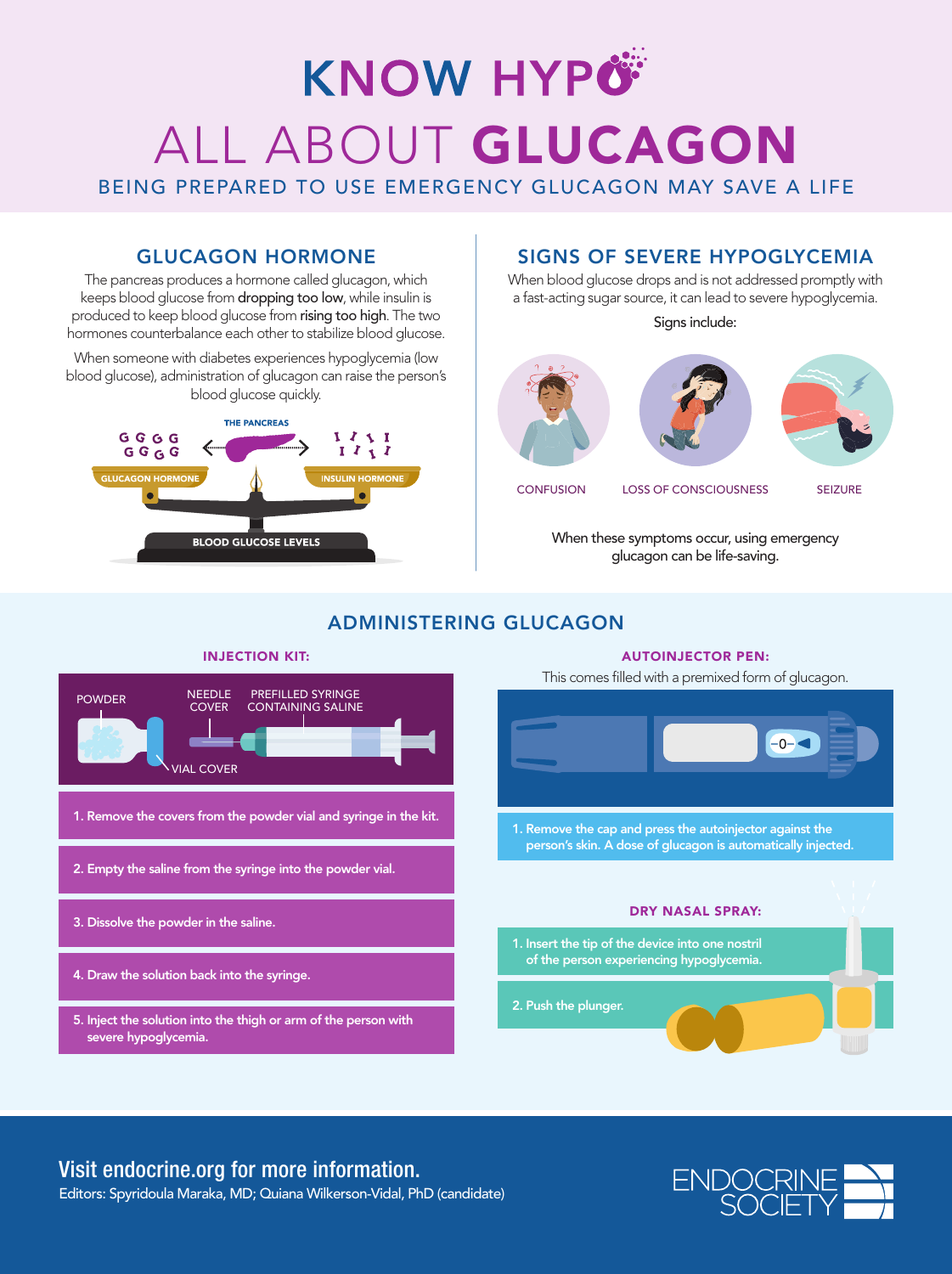# KNOW HYPO

# ALL ABOUT GLUCAGON

BEING PREPARED TO USE EMERGENCY GLUCAGON MAY SAVE A LIFE

## GLUCAGON HORMONE

The pancreas produces a hormone called glucagon, which keeps blood glucose from **dropping too low**, while insulin is produced to keep blood glucose from **rising too high**. The two hormones counterbalance each other to stabilize blood glucose.

When someone with diabetes experiences hypoglycemia (low blood glucose), administration of glucagon can raise the person's blood glucose quickly.

THE PANCREAS

GLUCAGON HORMONE

INSULIN HORMONE

BLOOD GLUCOSE LEVELS

## SIGNS OF SEVERE HYPOGLYCEMIA

When blood glucose drops and is not addressed promptly with a fast-acting sugar source, it can lead to severe hypoglycemia.

Signs include:

CONFUSION

LOSS OF CONSCIOUSNESS

SEIZURE

When these symptoms occur, using emergency glucagon can be life-saving.

## ADMINISTERING GLUCAGON

### INJECTION KIT:

POWDER

NEEDLE COVER

PREFILLED SYRINGE CONTAINING SALINE

VIAL COVER

1. Remove the covers from the powder vial and syringe in the kit.
2. Empty the saline from the syringe into the powder vial.
3. Dissolve the powder in the saline.
4. Draw the solution back into the syringe.
5. Inject the solution into the thigh or arm of the person with severe hypoglycemia.

### AUTOINJECTOR PEN:

This comes filled with a premixed form of glucagon.

1. Remove the cap and press the autoinjector against the person's skin. A dose of glucagon is automatically injected.

### DRY NASAL SPRAY:

1. Insert the tip of the device into one nostril of the person experiencing hypoglycemia.
2. Push the plunger.

**Visit endocrine.org for more information.**

Editors: Spyridoula Maraka, MD; Quiana Wilkerson-Vidal, PhD (candidate)

ENDOCRINE SOCIETY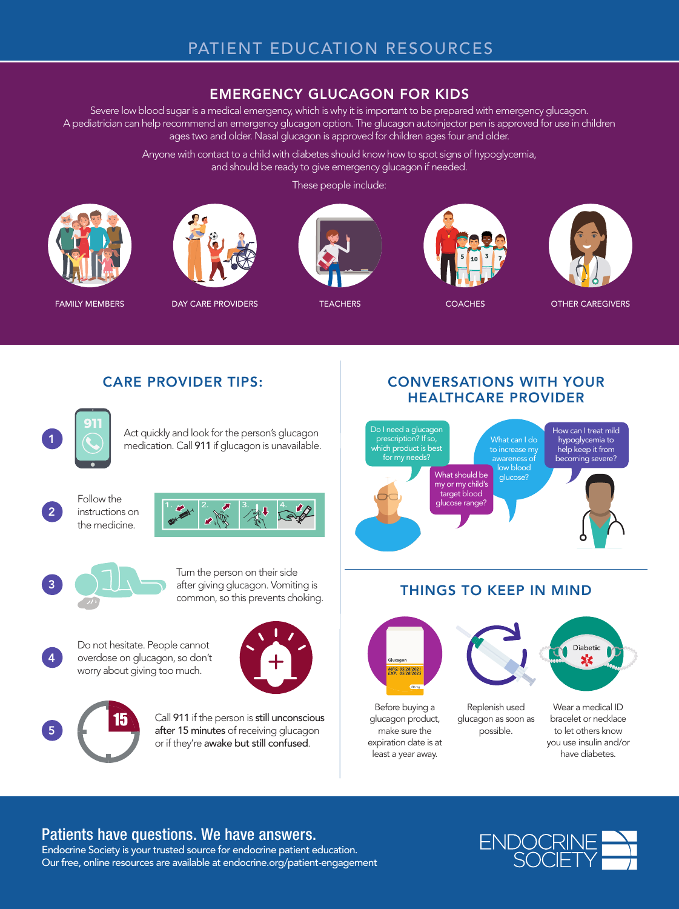# PATIENT EDUCATION RESOURCES

## EMERGENCY GLUCAGON FOR KIDS

Severe low blood sugar is a medical emergency, which is why it is important to be prepared with emergency glucagon. A pediatrician can help recommend an emergency glucagon option. The glucagon autoinjector pen is approved for use in children ages two and older. Nasal glucagon is approved for children ages four and older.

Anyone with contact to a child with diabetes should know how to spot signs of hypoglycemia, and should be ready to give emergency glucagon if needed.

These people include:

- FAMILY MEMBERS
- DAY CARE PROVIDERS
- TEACHERS
- COACHES
- OTHER CAREGIVERS

## CARE PROVIDER TIPS:

1. Act quickly and look for the person's glucagon medication. Call 911 if glucagon is unavailable.
2. Follow the instructions on the medicine.
3. Turn the person on their side after giving glucagon. Vomiting is common, so this prevents choking.
4. Do not hesitate. People cannot overdose on glucagon, so don't worry about giving too much.
5. Call 911 if the person is **still unconscious after 15 minutes** of receiving glucagon or if they're **awake but still confused**.

## CONVERSATIONS WITH YOUR HEALTHCARE PROVIDER

- Do I need a glucagon prescription? If so, which product is best for my needs?
- What should be my or my child's target blood glucose range?
- What can I do to increase my awareness of low blood glucose?
- How can I treat mild hypoglycemia to help keep it from becoming severe?

## THINGS TO KEEP IN MIND

- Before buying a glucagon product, make sure the expiration date is at least a year away.
- Replenish used glucagon as soon as possible.
- Wear a medical ID bracelet or necklace to let others know you use insulin and/or have diabetes.

**Patients have questions. We have answers.**

Endocrine Society is your trusted source for endocrine patient education.
Our free, online resources are available at endocrine.org/patient-engagement

ENDOCRINE SOCIETY